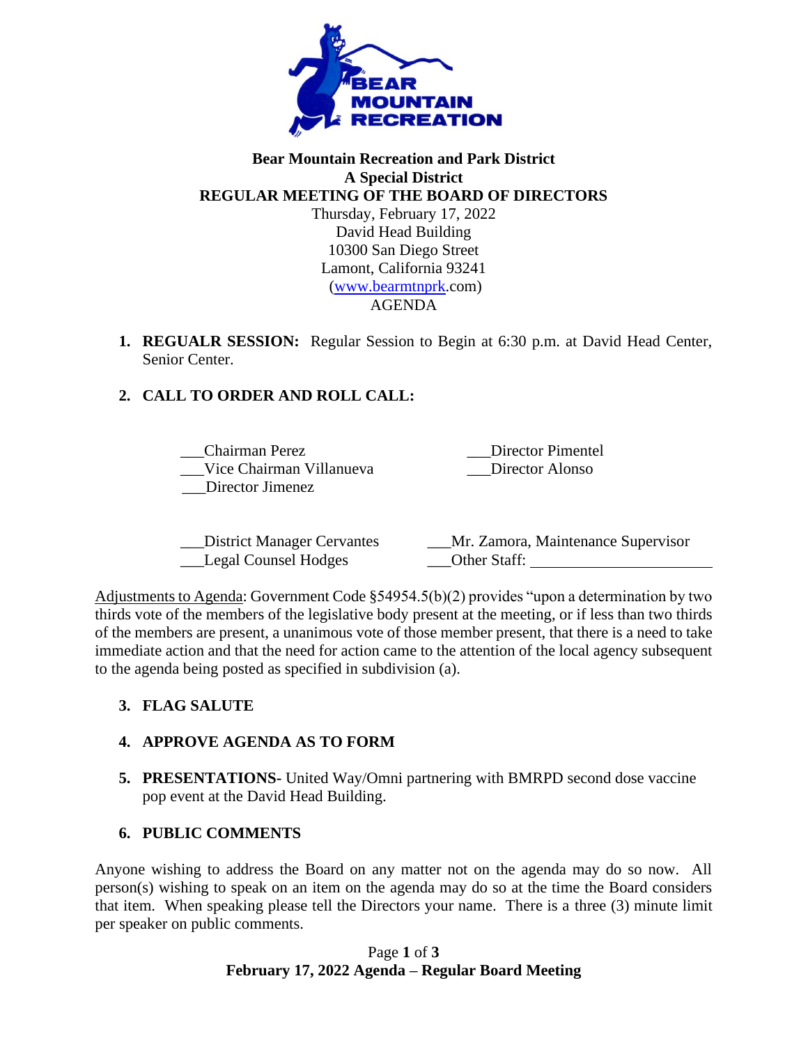**Bear Mountain Recreation and Park District**
**A Special District**
**REGULAR MEETING OF THE BOARD OF DIRECTORS**
Thursday, February 17, 2022
David Head Building
10300 San Diego Street
Lamont, California 93241
(www.bearmtnprk.com)
AGENDA

1. **REGUALR SESSION:** Regular Session to Begin at 6:30 p.m. at David Head Center, Senior Center.

2. **CALL TO ORDER AND ROLL CALL:**

___Chairman Perez
___Vice Chairman Villanueva
___Director Jimenez
___Director Pimentel
___Director Alonso

___District Manager Cervantes
___Legal Counsel Hodges
___Mr. Zamora, Maintenance Supervisor
___Other Staff: ______________________

Adjustments to Agenda: Government Code §54954.5(b)(2) provides "upon a determination by two thirds vote of the members of the legislative body present at the meeting, or if less than two thirds of the members are present, a unanimous vote of those member present, that there is a need to take immediate action and that the need for action came to the attention of the local agency subsequent to the agenda being posted as specified in subdivision (a).

3. **FLAG SALUTE**

4. **APPROVE AGENDA AS TO FORM**

5. **PRESENTATIONS-** United Way/Omni partnering with BMRPD second dose vaccine pop event at the David Head Building.

6. **PUBLIC COMMENTS**

Anyone wishing to address the Board on any matter not on the agenda may do so now. All person(s) wishing to speak on an item on the agenda may do so at the time the Board considers that item. When speaking please tell the Directors your name. There is a three (3) minute limit per speaker on public comments.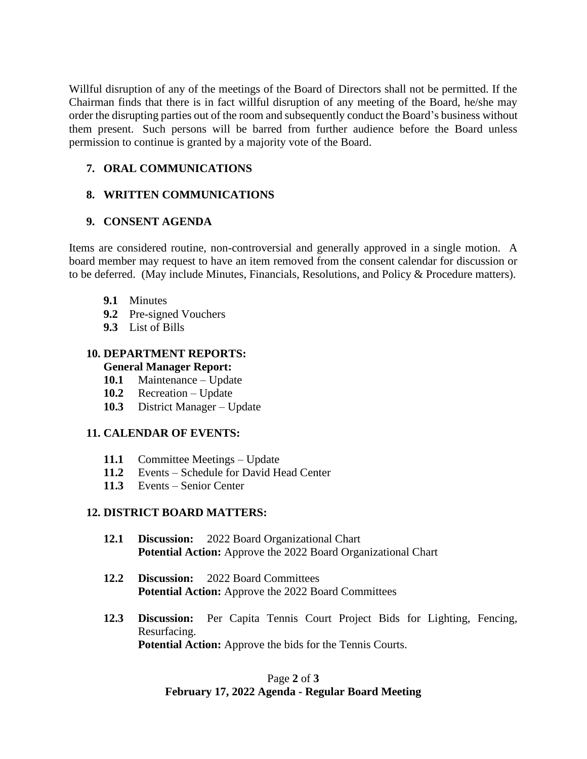Willful disruption of any of the meetings of the Board of Directors shall not be permitted. If the Chairman finds that there is in fact willful disruption of any meeting of the Board, he/she may order the disrupting parties out of the room and subsequently conduct the Board's business without them present. Such persons will be barred from further audience before the Board unless permission to continue is granted by a majority vote of the Board.

## 7. ORAL COMMUNICATIONS

## 8. WRITTEN COMMUNICATIONS

## 9. CONSENT AGENDA

Items are considered routine, non-controversial and generally approved in a single motion. A board member may request to have an item removed from the consent calendar for discussion or to be deferred. (May include Minutes, Financials, Resolutions, and Policy & Procedure matters).

- **9.1** Minutes
- **9.2** Pre-signed Vouchers
- **9.3** List of Bills

## 10. DEPARTMENT REPORTS:

**General Manager Report:**

- **10.1** Maintenance – Update
- **10.2** Recreation – Update
- **10.3** District Manager – Update

## 11. CALENDAR OF EVENTS:

- **11.1** Committee Meetings – Update
- **11.2** Events – Schedule for David Head Center
- **11.3** Events – Senior Center

## 12. DISTRICT BOARD MATTERS:

**12.1** **Discussion:** 2022 Board Organizational Chart
**Potential Action:** Approve the 2022 Board Organizational Chart

**12.2** **Discussion:** 2022 Board Committees
**Potential Action:** Approve the 2022 Board Committees

**12.3** **Discussion:** Per Capita Tennis Court Project Bids for Lighting, Fencing, Resurfacing.
**Potential Action:** Approve the bids for the Tennis Courts.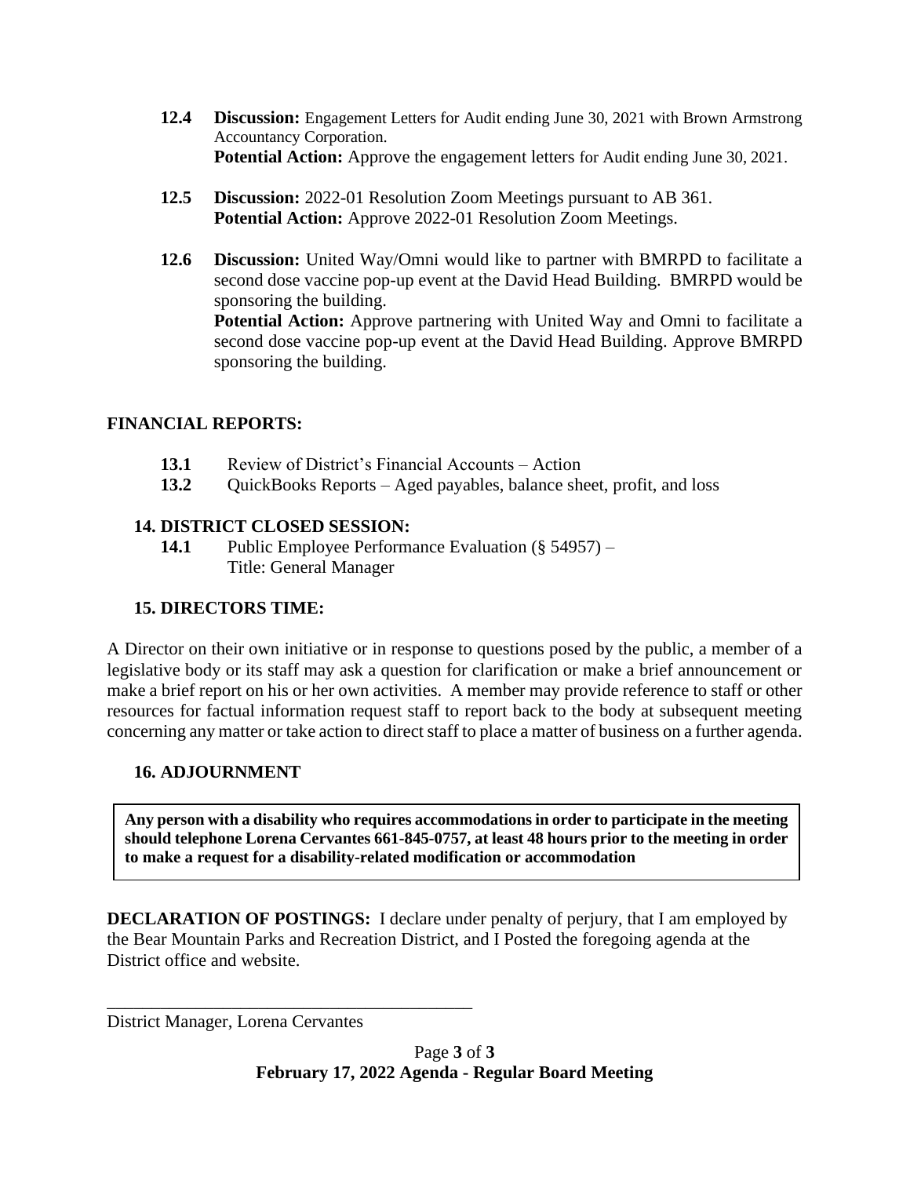**12.4 Discussion:** Engagement Letters for Audit ending June 30, 2021 with Brown Armstrong Accountancy Corporation.
**Potential Action:** Approve the engagement letters for Audit ending June 30, 2021.

**12.5 Discussion:** 2022-01 Resolution Zoom Meetings pursuant to AB 361.
**Potential Action:** Approve 2022-01 Resolution Zoom Meetings.

**12.6 Discussion:** United Way/Omni would like to partner with BMRPD to facilitate a second dose vaccine pop-up event at the David Head Building. BMRPD would be sponsoring the building.
**Potential Action:** Approve partnering with United Way and Omni to facilitate a second dose vaccine pop-up event at the David Head Building. Approve BMRPD sponsoring the building.

## FINANCIAL REPORTS:

**13.1** Review of District's Financial Accounts – Action
**13.2** QuickBooks Reports – Aged payables, balance sheet, profit, and loss

## 14. DISTRICT CLOSED SESSION:

**14.1** Public Employee Performance Evaluation (§ 54957) –
Title: General Manager

## 15. DIRECTORS TIME:

A Director on their own initiative or in response to questions posed by the public, a member of a legislative body or its staff may ask a question for clarification or make a brief announcement or make a brief report on his or her own activities. A member may provide reference to staff or other resources for factual information request staff to report back to the body at subsequent meeting concerning any matter or take action to direct staff to place a matter of business on a further agenda.

## 16. ADJOURNMENT

**Any person with a disability who requires accommodations in order to participate in the meeting should telephone Lorena Cervantes 661-845-0757, at least 48 hours prior to the meeting in order to make a request for a disability-related modification or accommodation**

**DECLARATION OF POSTINGS:** I declare under penalty of perjury, that I am employed by the Bear Mountain Parks and Recreation District, and I Posted the foregoing agenda at the District office and website.

\_\_\_\_\_\_\_\_\_\_\_\_\_\_\_\_\_\_\_\_\_\_\_\_\_\_\_\_\_\_\_\_\_\_\_\_\_\_\_\_\_\_

District Manager, Lorena Cervantes

**February 17, 2022 Agenda - Regular Board Meeting**